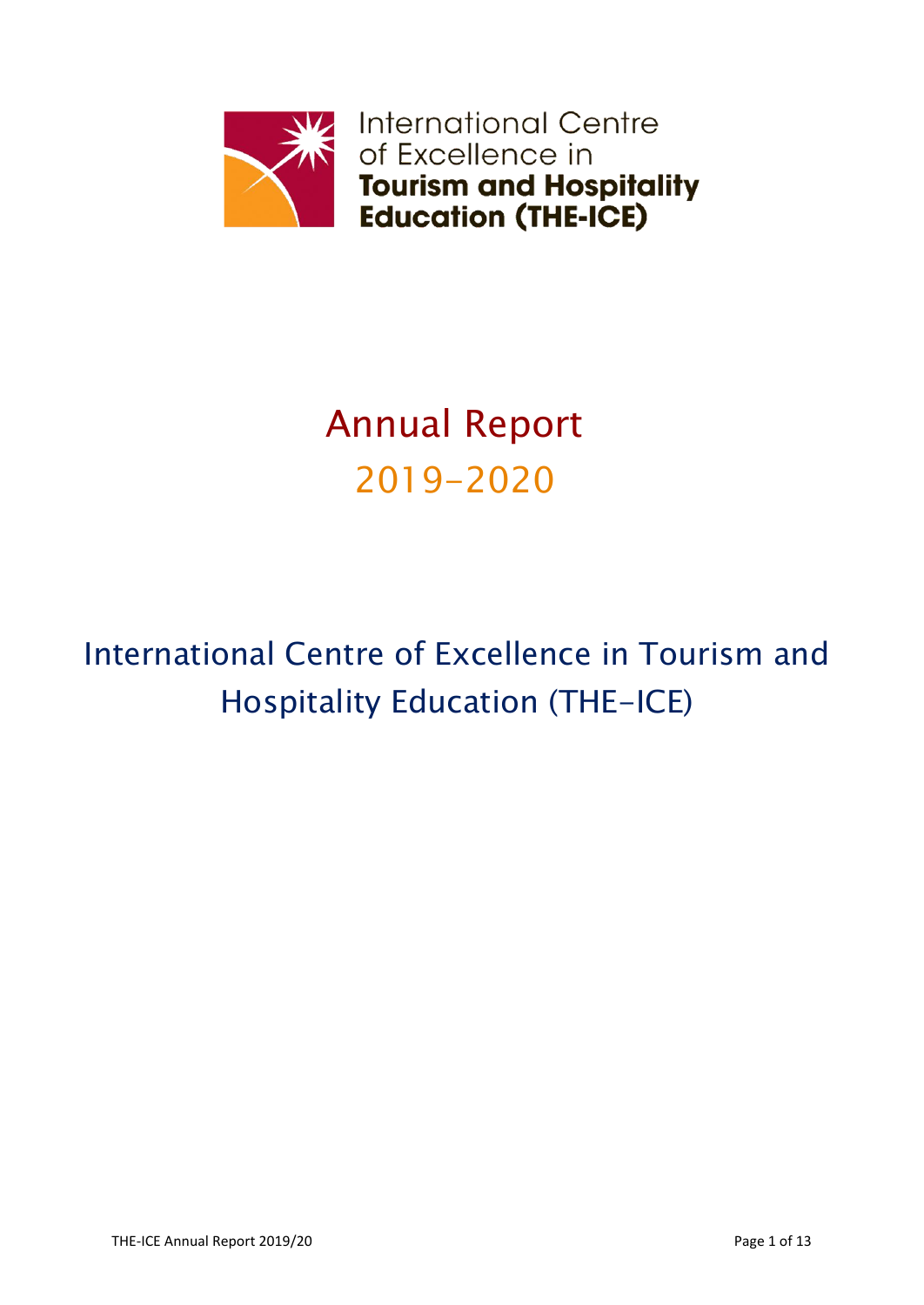International Centre of Excellence in Tourism and Hospitality Education (THE-ICE)

# Annual Report

## 2019-2020

## International Centre of Excellence in Tourism and Hospitality Education (THE-ICE)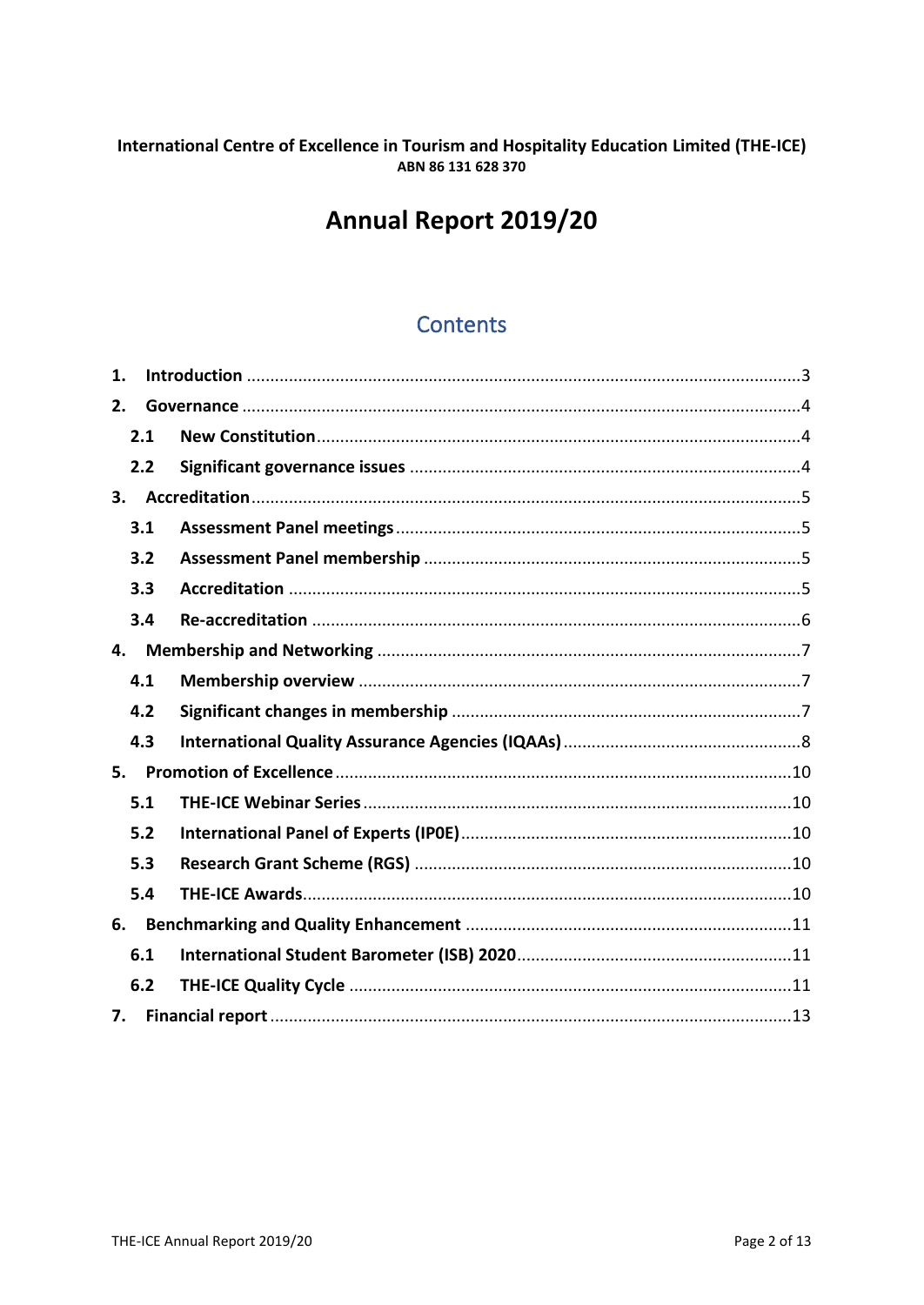**International Centre of Excellence in Tourism and Hospitality Education Limited (THE-ICE)**
**ABN 86 131 628 370**

# Annual Report 2019/20

## Contents

1. Introduction .....3
2. Governance .....4
   - 2.1 New Constitution .....4
   - 2.2 Significant governance issues .....4
3. Accreditation .....5
   - 3.1 Assessment Panel meetings .....5
   - 3.2 Assessment Panel membership .....5
   - 3.3 Accreditation .....5
   - 3.4 Re-accreditation .....6
4. Membership and Networking .....7
   - 4.1 Membership overview .....7
   - 4.2 Significant changes in membership .....7
   - 4.3 International Quality Assurance Agencies (IQAAs) .....8
5. Promotion of Excellence .....10
   - 5.1 THE-ICE Webinar Series .....10
   - 5.2 International Panel of Experts (IPOE) .....10
   - 5.3 Research Grant Scheme (RGS) .....10
   - 5.4 THE-ICE Awards .....10
6. Benchmarking and Quality Enhancement .....11
   - 6.1 International Student Barometer (ISB) 2020 .....11
   - 6.2 THE-ICE Quality Cycle .....11
7. Financial report .....13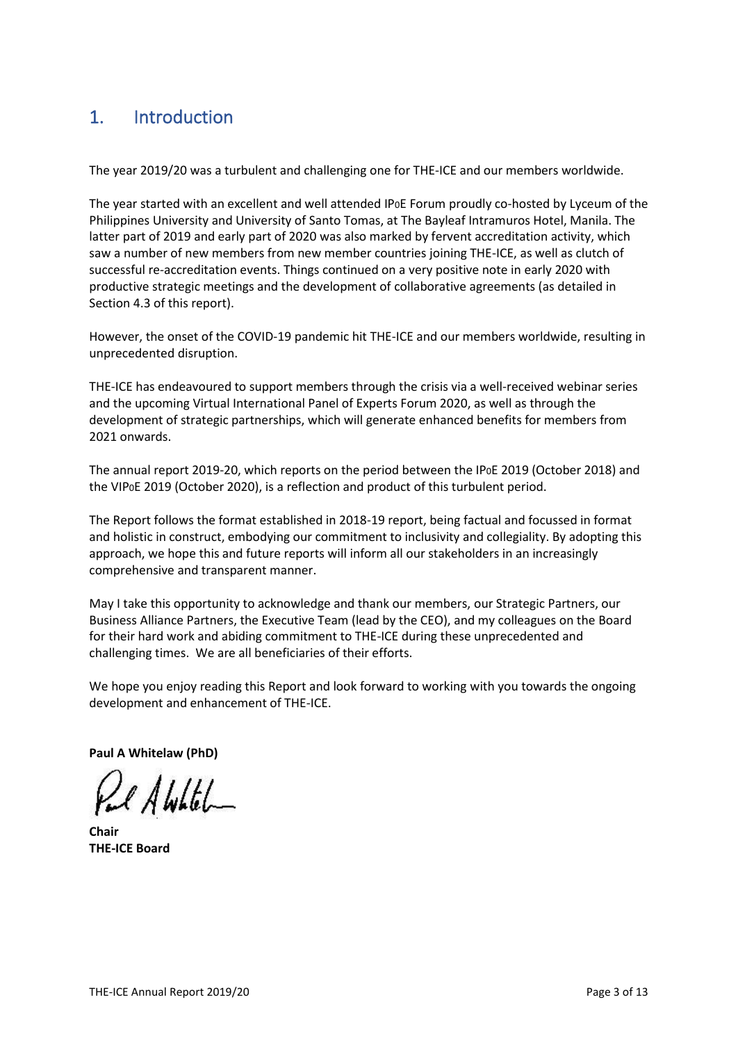# 1. Introduction

The year 2019/20 was a turbulent and challenging one for THE-ICE and our members worldwide.

The year started with an excellent and well attended IPoE Forum proudly co-hosted by Lyceum of the Philippines University and University of Santo Tomas, at The Bayleaf Intramuros Hotel, Manila. The latter part of 2019 and early part of 2020 was also marked by fervent accreditation activity, which saw a number of new members from new member countries joining THE-ICE, as well as clutch of successful re-accreditation events. Things continued on a very positive note in early 2020 with productive strategic meetings and the development of collaborative agreements (as detailed in Section 4.3 of this report).

However, the onset of the COVID-19 pandemic hit THE-ICE and our members worldwide, resulting in unprecedented disruption.

THE-ICE has endeavoured to support members through the crisis via a well-received webinar series and the upcoming Virtual International Panel of Experts Forum 2020, as well as through the development of strategic partnerships, which will generate enhanced benefits for members from 2021 onwards.

The annual report 2019-20, which reports on the period between the IPoE 2019 (October 2018) and the VIPoE 2019 (October 2020), is a reflection and product of this turbulent period.

The Report follows the format established in 2018-19 report, being factual and focussed in format and holistic in construct, embodying our commitment to inclusivity and collegiality. By adopting this approach, we hope this and future reports will inform all our stakeholders in an increasingly comprehensive and transparent manner.

May I take this opportunity to acknowledge and thank our members, our Strategic Partners, our Business Alliance Partners, the Executive Team (lead by the CEO), and my colleagues on the Board for their hard work and abiding commitment to THE-ICE during these unprecedented and challenging times. We are all beneficiaries of their efforts.

We hope you enjoy reading this Report and look forward to working with you towards the ongoing development and enhancement of THE-ICE.

**Paul A Whitelaw (PhD)**

**Chair**
**THE-ICE Board**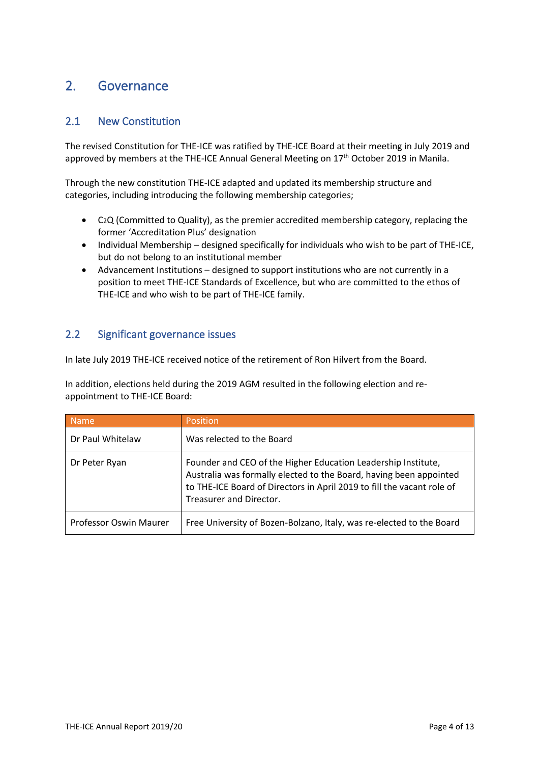## 2. Governance

### 2.1 New Constitution

The revised Constitution for THE-ICE was ratified by THE-ICE Board at their meeting in July 2019 and approved by members at the THE-ICE Annual General Meeting on 17th October 2019 in Manila.

Through the new constitution THE-ICE adapted and updated its membership structure and categories, including introducing the following membership categories;

- C2Q (Committed to Quality), as the premier accredited membership category, replacing the former 'Accreditation Plus' designation
- Individual Membership – designed specifically for individuals who wish to be part of THE-ICE, but do not belong to an institutional member
- Advancement Institutions – designed to support institutions who are not currently in a position to meet THE-ICE Standards of Excellence, but who are committed to the ethos of THE-ICE and who wish to be part of THE-ICE family.

### 2.2 Significant governance issues

In late July 2019 THE-ICE received notice of the retirement of Ron Hilvert from the Board.

In addition, elections held during the 2019 AGM resulted in the following election and re-appointment to THE-ICE Board:

| Name | Position |
|---|---|
| Dr Paul Whitelaw | Was relected to the Board |
| Dr Peter Ryan | Founder and CEO of the Higher Education Leadership Institute, Australia was formally elected to the Board, having been appointed to THE-ICE Board of Directors in April 2019 to fill the vacant role of Treasurer and Director. |
| Professor Oswin Maurer | Free University of Bozen-Bolzano, Italy, was re-elected to the Board |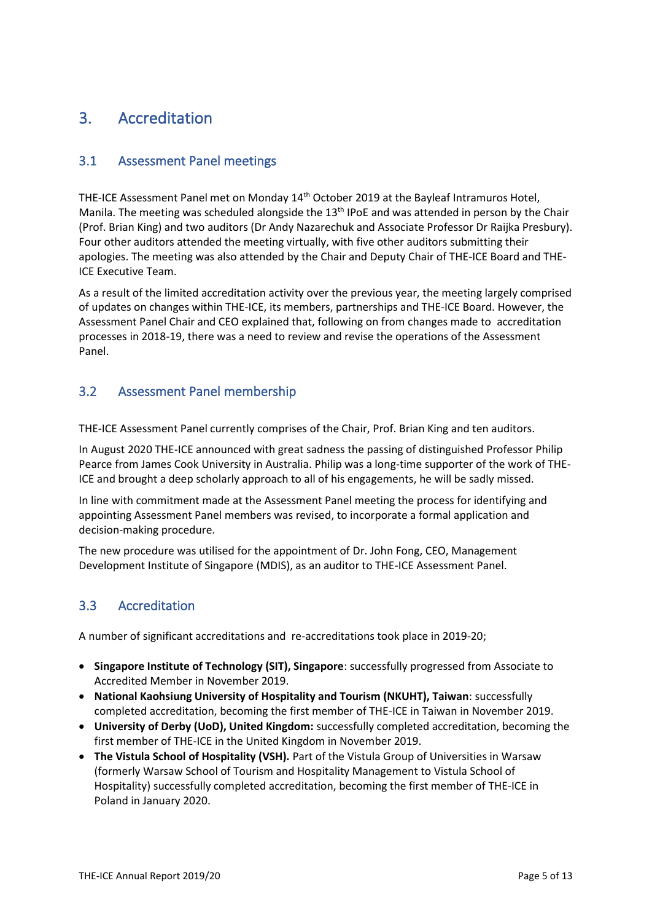# 3. Accreditation

## 3.1 Assessment Panel meetings

THE-ICE Assessment Panel met on Monday 14th October 2019 at the Bayleaf Intramuros Hotel, Manila. The meeting was scheduled alongside the 13th IPoE and was attended in person by the Chair (Prof. Brian King) and two auditors (Dr Andy Nazarechuk and Associate Professor Dr Raijka Presbury). Four other auditors attended the meeting virtually, with five other auditors submitting their apologies. The meeting was also attended by the Chair and Deputy Chair of THE-ICE Board and THE-ICE Executive Team.

As a result of the limited accreditation activity over the previous year, the meeting largely comprised of updates on changes within THE-ICE, its members, partnerships and THE-ICE Board. However, the Assessment Panel Chair and CEO explained that, following on from changes made to accreditation processes in 2018-19, there was a need to review and revise the operations of the Assessment Panel.

## 3.2 Assessment Panel membership

THE-ICE Assessment Panel currently comprises of the Chair, Prof. Brian King and ten auditors.

In August 2020 THE-ICE announced with great sadness the passing of distinguished Professor Philip Pearce from James Cook University in Australia. Philip was a long-time supporter of the work of THE-ICE and brought a deep scholarly approach to all of his engagements, he will be sadly missed.

In line with commitment made at the Assessment Panel meeting the process for identifying and appointing Assessment Panel members was revised, to incorporate a formal application and decision-making procedure.

The new procedure was utilised for the appointment of Dr. John Fong, CEO, Management Development Institute of Singapore (MDIS), as an auditor to THE-ICE Assessment Panel.

## 3.3 Accreditation

A number of significant accreditations and re-accreditations took place in 2019-20;

- **Singapore Institute of Technology (SIT), Singapore**: successfully progressed from Associate to Accredited Member in November 2019.
- **National Kaohsiung University of Hospitality and Tourism (NKUHT), Taiwan**: successfully completed accreditation, becoming the first member of THE-ICE in Taiwan in November 2019.
- **University of Derby (UoD), United Kingdom:** successfully completed accreditation, becoming the first member of THE-ICE in the United Kingdom in November 2019.
- **The Vistula School of Hospitality (VSH).** Part of the Vistula Group of Universities in Warsaw (formerly Warsaw School of Tourism and Hospitality Management to Vistula School of Hospitality) successfully completed accreditation, becoming the first member of THE-ICE in Poland in January 2020.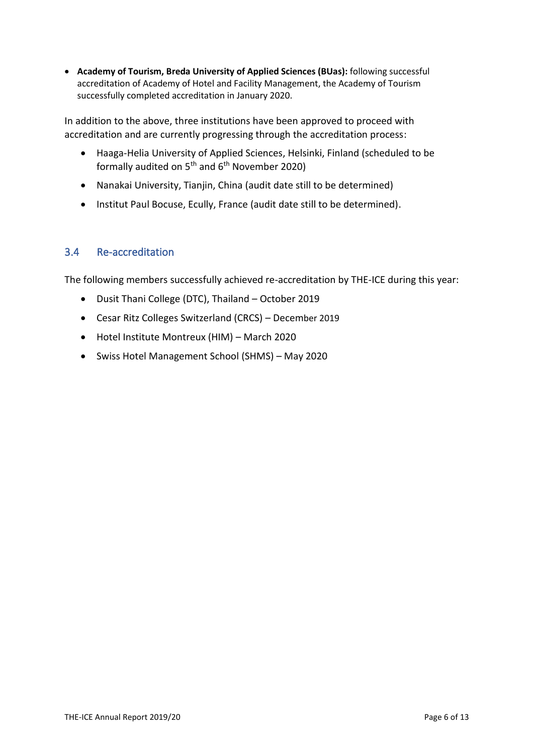- **Academy of Tourism, Breda University of Applied Sciences (BUas):** following successful accreditation of Academy of Hotel and Facility Management, the Academy of Tourism successfully completed accreditation in January 2020.

In addition to the above, three institutions have been approved to proceed with accreditation and are currently progressing through the accreditation process:

- Haaga-Helia University of Applied Sciences, Helsinki, Finland (scheduled to be formally audited on 5th and 6th November 2020)
- Nanakai University, Tianjin, China (audit date still to be determined)
- Institut Paul Bocuse, Ecully, France (audit date still to be determined).

## 3.4 Re-accreditation

The following members successfully achieved re-accreditation by THE-ICE during this year:

- Dusit Thani College (DTC), Thailand – October 2019
- Cesar Ritz Colleges Switzerland (CRCS) – December 2019
- Hotel Institute Montreux (HIM) – March 2020
- Swiss Hotel Management School (SHMS) – May 2020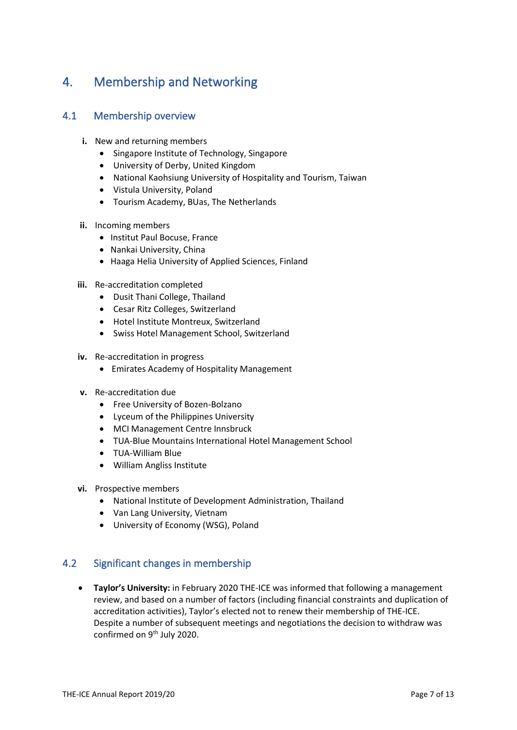# 4. Membership and Networking

## 4.1 Membership overview

**i.** New and returning members

- Singapore Institute of Technology, Singapore
- University of Derby, United Kingdom
- National Kaohsiung University of Hospitality and Tourism, Taiwan
- Vistula University, Poland
- Tourism Academy, BUas, The Netherlands

**ii.** Incoming members

- Institut Paul Bocuse, France
- Nankai University, China
- Haaga Helia University of Applied Sciences, Finland

**iii.** Re-accreditation completed

- Dusit Thani College, Thailand
- Cesar Ritz Colleges, Switzerland
- Hotel Institute Montreux, Switzerland
- Swiss Hotel Management School, Switzerland

**iv.** Re-accreditation in progress

- Emirates Academy of Hospitality Management

**v.** Re-accreditation due

- Free University of Bozen-Bolzano
- Lyceum of the Philippines University
- MCI Management Centre Innsbruck
- TUA-Blue Mountains International Hotel Management School
- TUA-William Blue
- William Angliss Institute

**vi.** Prospective members

- National Institute of Development Administration, Thailand
- Van Lang University, Vietnam
- University of Economy (WSG), Poland

## 4.2 Significant changes in membership

- **Taylor's University:** in February 2020 THE-ICE was informed that following a management review, and based on a number of factors (including financial constraints and duplication of accreditation activities), Taylor's elected not to renew their membership of THE-ICE. Despite a number of subsequent meetings and negotiations the decision to withdraw was confirmed on 9th July 2020.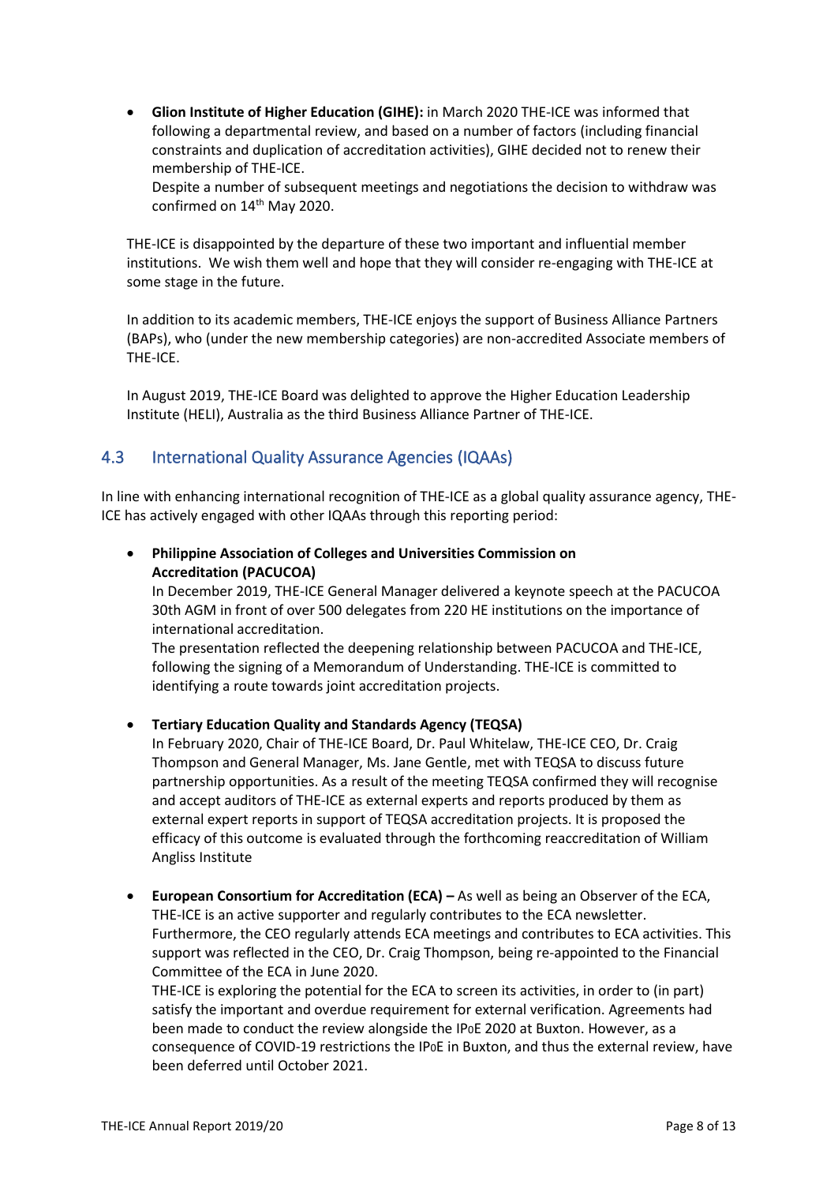- **Glion Institute of Higher Education (GIHE):** in March 2020 THE-ICE was informed that following a departmental review, and based on a number of factors (including financial constraints and duplication of accreditation activities), GIHE decided not to renew their membership of THE-ICE.
  Despite a number of subsequent meetings and negotiations the decision to withdraw was confirmed on 14th May 2020.

THE-ICE is disappointed by the departure of these two important and influential member institutions. We wish them well and hope that they will consider re-engaging with THE-ICE at some stage in the future.

In addition to its academic members, THE-ICE enjoys the support of Business Alliance Partners (BAPs), who (under the new membership categories) are non-accredited Associate members of THE-ICE.

In August 2019, THE-ICE Board was delighted to approve the Higher Education Leadership Institute (HELI), Australia as the third Business Alliance Partner of THE-ICE.

## 4.3 International Quality Assurance Agencies (IQAAs)

In line with enhancing international recognition of THE-ICE as a global quality assurance agency, THE-ICE has actively engaged with other IQAAs through this reporting period:

- **Philippine Association of Colleges and Universities Commission on Accreditation (PACUCOA)**
  In December 2019, THE-ICE General Manager delivered a keynote speech at the PACUCOA 30th AGM in front of over 500 delegates from 220 HE institutions on the importance of international accreditation.
  The presentation reflected the deepening relationship between PACUCOA and THE-ICE, following the signing of a Memorandum of Understanding. THE-ICE is committed to identifying a route towards joint accreditation projects.

- **Tertiary Education Quality and Standards Agency (TEQSA)**
  In February 2020, Chair of THE-ICE Board, Dr. Paul Whitelaw, THE-ICE CEO, Dr. Craig Thompson and General Manager, Ms. Jane Gentle, met with TEQSA to discuss future partnership opportunities. As a result of the meeting TEQSA confirmed they will recognise and accept auditors of THE-ICE as external experts and reports produced by them as external expert reports in support of TEQSA accreditation projects. It is proposed the efficacy of this outcome is evaluated through the forthcoming reaccreditation of William Angliss Institute

- **European Consortium for Accreditation (ECA) –** As well as being an Observer of the ECA, THE-ICE is an active supporter and regularly contributes to the ECA newsletter. Furthermore, the CEO regularly attends ECA meetings and contributes to ECA activities. This support was reflected in the CEO, Dr. Craig Thompson, being re-appointed to the Financial Committee of the ECA in June 2020.
  THE-ICE is exploring the potential for the ECA to screen its activities, in order to (in part) satisfy the important and overdue requirement for external verification. Agreements had been made to conduct the review alongside the IPoE 2020 at Buxton. However, as a consequence of COVID-19 restrictions the IPoE in Buxton, and thus the external review, have been deferred until October 2021.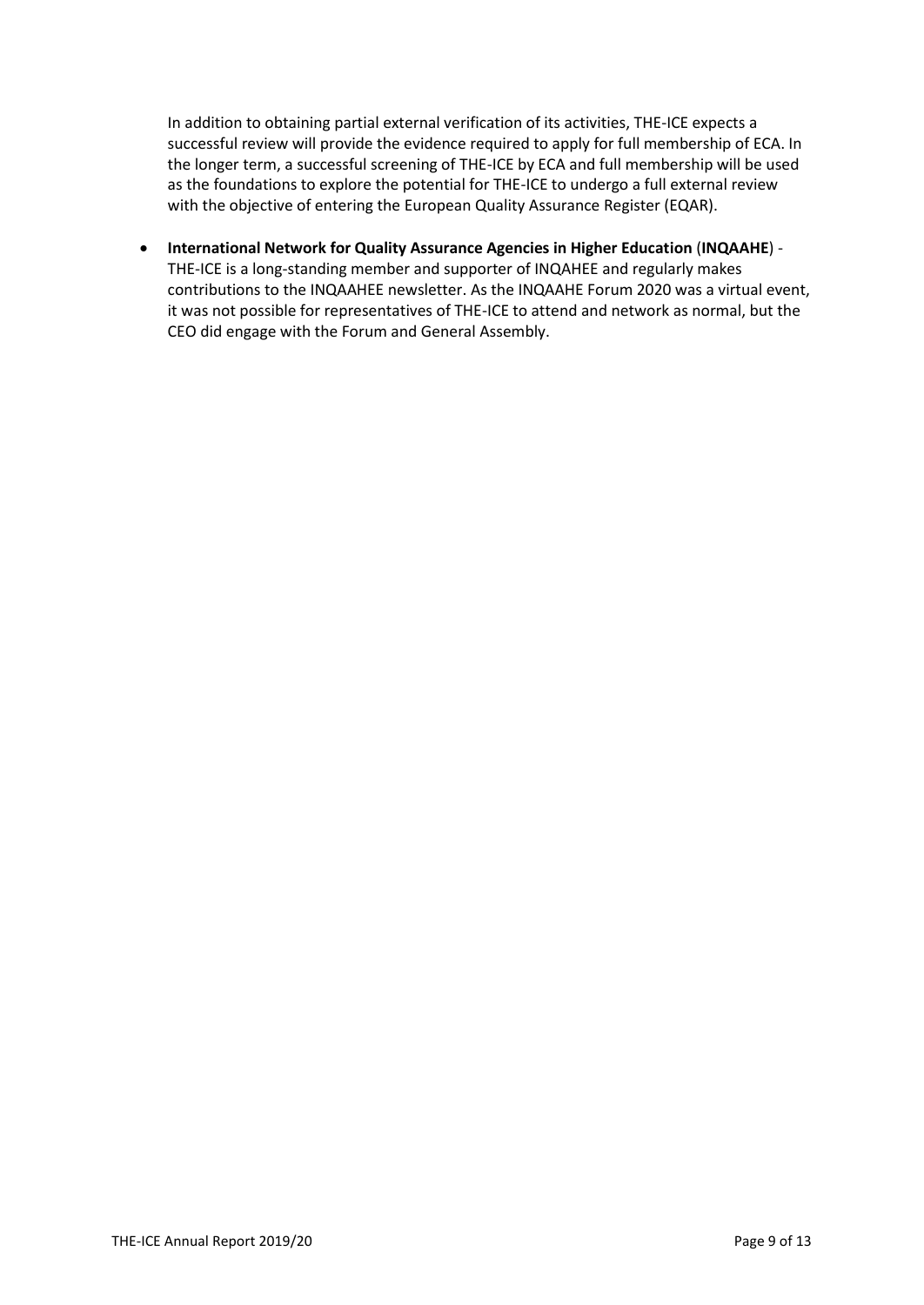In addition to obtaining partial external verification of its activities, THE-ICE expects a successful review will provide the evidence required to apply for full membership of ECA. In the longer term, a successful screening of THE-ICE by ECA and full membership will be used as the foundations to explore the potential for THE-ICE to undergo a full external review with the objective of entering the European Quality Assurance Register (EQAR).

- **International Network for Quality Assurance Agencies in Higher Education** (**INQAAHE**) - THE-ICE is a long-standing member and supporter of INQAHEE and regularly makes contributions to the INQAAHEE newsletter. As the INQAAHE Forum 2020 was a virtual event, it was not possible for representatives of THE-ICE to attend and network as normal, but the CEO did engage with the Forum and General Assembly.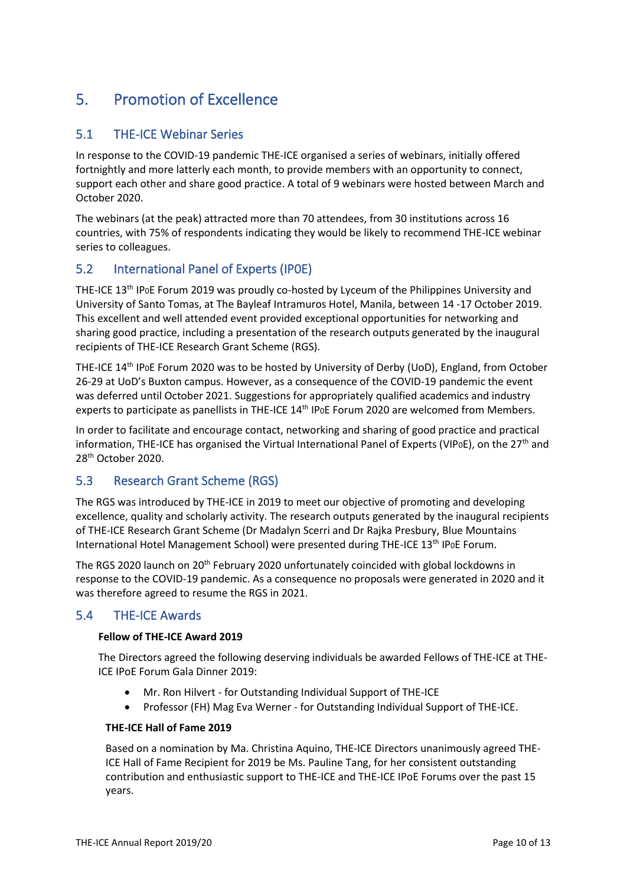# 5. Promotion of Excellence

## 5.1 THE-ICE Webinar Series

In response to the COVID-19 pandemic THE-ICE organised a series of webinars, initially offered fortnightly and more latterly each month, to provide members with an opportunity to connect, support each other and share good practice. A total of 9 webinars were hosted between March and October 2020.

The webinars (at the peak) attracted more than 70 attendees, from 30 institutions across 16 countries, with 75% of respondents indicating they would be likely to recommend THE-ICE webinar series to colleagues.

## 5.2 International Panel of Experts (IP0E)

THE-ICE 13th IPoE Forum 2019 was proudly co-hosted by Lyceum of the Philippines University and University of Santo Tomas, at The Bayleaf Intramuros Hotel, Manila, between 14 -17 October 2019. This excellent and well attended event provided exceptional opportunities for networking and sharing good practice, including a presentation of the research outputs generated by the inaugural recipients of THE-ICE Research Grant Scheme (RGS).

THE-ICE 14th IPoE Forum 2020 was to be hosted by University of Derby (UoD), England, from October 26-29 at UoD's Buxton campus. However, as a consequence of the COVID-19 pandemic the event was deferred until October 2021. Suggestions for appropriately qualified academics and industry experts to participate as panellists in THE-ICE 14th IPoE Forum 2020 are welcomed from Members.

In order to facilitate and encourage contact, networking and sharing of good practice and practical information, THE-ICE has organised the Virtual International Panel of Experts (VIPoE), on the 27th and 28th October 2020.

## 5.3 Research Grant Scheme (RGS)

The RGS was introduced by THE-ICE in 2019 to meet our objective of promoting and developing excellence, quality and scholarly activity. The research outputs generated by the inaugural recipients of THE-ICE Research Grant Scheme (Dr Madalyn Scerri and Dr Rajka Presbury, Blue Mountains International Hotel Management School) were presented during THE-ICE 13th IPoE Forum.

The RGS 2020 launch on 20th February 2020 unfortunately coincided with global lockdowns in response to the COVID-19 pandemic. As a consequence no proposals were generated in 2020 and it was therefore agreed to resume the RGS in 2021.

## 5.4 THE-ICE Awards

**Fellow of THE-ICE Award 2019**

The Directors agreed the following deserving individuals be awarded Fellows of THE-ICE at THE-ICE IPoE Forum Gala Dinner 2019:

- Mr. Ron Hilvert - for Outstanding Individual Support of THE-ICE
- Professor (FH) Mag Eva Werner - for Outstanding Individual Support of THE-ICE.

**THE-ICE Hall of Fame 2019**

Based on a nomination by Ma. Christina Aquino, THE-ICE Directors unanimously agreed THE-ICE Hall of Fame Recipient for 2019 be Ms. Pauline Tang, for her consistent outstanding contribution and enthusiastic support to THE-ICE and THE-ICE IPoE Forums over the past 15 years.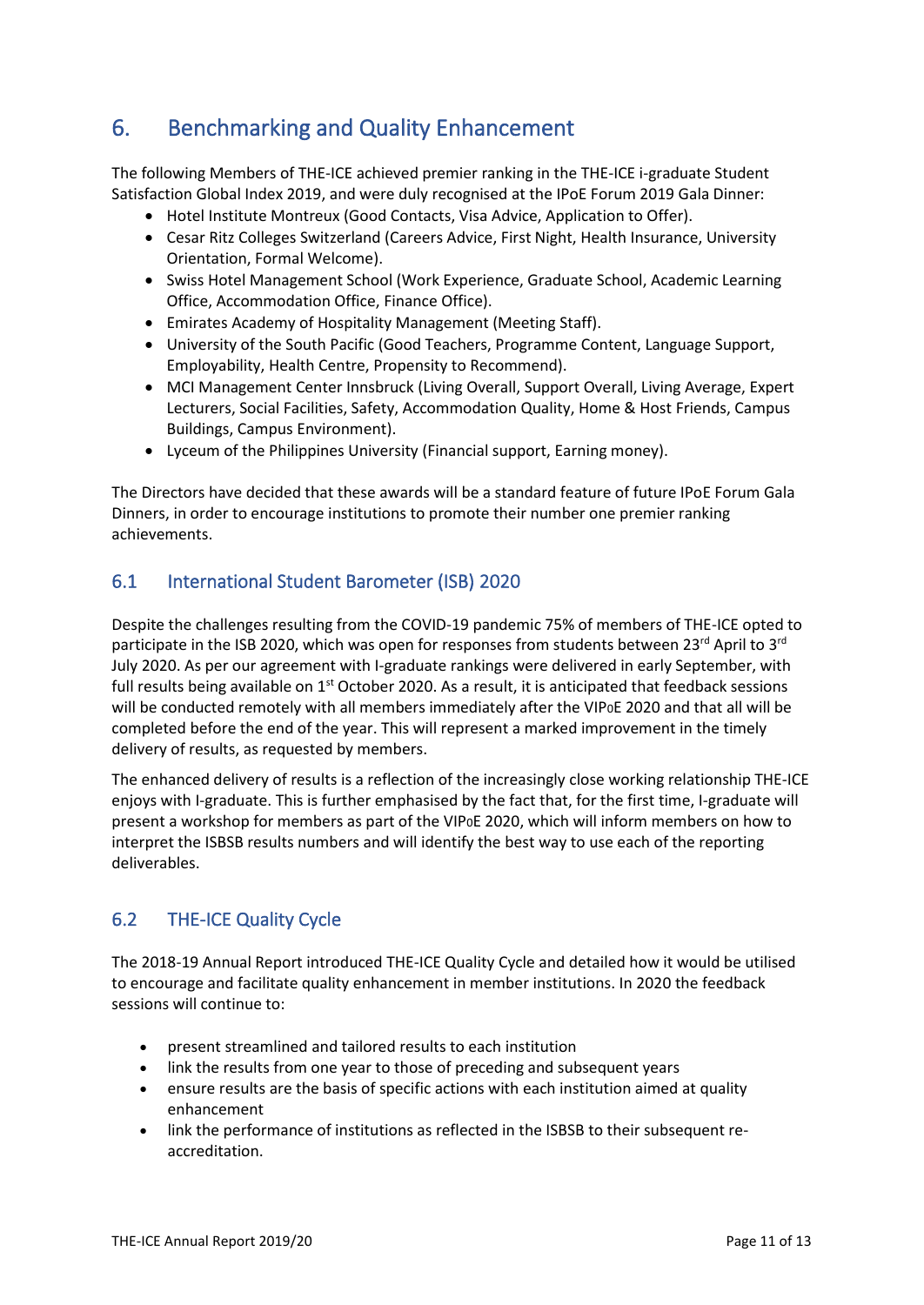## 6. Benchmarking and Quality Enhancement

The following Members of THE-ICE achieved premier ranking in the THE-ICE i-graduate Student Satisfaction Global Index 2019, and were duly recognised at the IPoE Forum 2019 Gala Dinner:

- Hotel Institute Montreux (Good Contacts, Visa Advice, Application to Offer).
- Cesar Ritz Colleges Switzerland (Careers Advice, First Night, Health Insurance, University Orientation, Formal Welcome).
- Swiss Hotel Management School (Work Experience, Graduate School, Academic Learning Office, Accommodation Office, Finance Office).
- Emirates Academy of Hospitality Management (Meeting Staff).
- University of the South Pacific (Good Teachers, Programme Content, Language Support, Employability, Health Centre, Propensity to Recommend).
- MCI Management Center Innsbruck (Living Overall, Support Overall, Living Average, Expert Lecturers, Social Facilities, Safety, Accommodation Quality, Home & Host Friends, Campus Buildings, Campus Environment).
- Lyceum of the Philippines University (Financial support, Earning money).

The Directors have decided that these awards will be a standard feature of future IPoE Forum Gala Dinners, in order to encourage institutions to promote their number one premier ranking achievements.

### 6.1 International Student Barometer (ISB) 2020

Despite the challenges resulting from the COVID-19 pandemic 75% of members of THE-ICE opted to participate in the ISB 2020, which was open for responses from students between 23rd April to 3rd July 2020. As per our agreement with I-graduate rankings were delivered in early September, with full results being available on 1st October 2020. As a result, it is anticipated that feedback sessions will be conducted remotely with all members immediately after the VIPoE 2020 and that all will be completed before the end of the year. This will represent a marked improvement in the timely delivery of results, as requested by members.

The enhanced delivery of results is a reflection of the increasingly close working relationship THE-ICE enjoys with I-graduate. This is further emphasised by the fact that, for the first time, I-graduate will present a workshop for members as part of the VIPoE 2020, which will inform members on how to interpret the ISBSB results numbers and will identify the best way to use each of the reporting deliverables.

### 6.2 THE-ICE Quality Cycle

The 2018-19 Annual Report introduced THE-ICE Quality Cycle and detailed how it would be utilised to encourage and facilitate quality enhancement in member institutions. In 2020 the feedback sessions will continue to:

- present streamlined and tailored results to each institution
- link the results from one year to those of preceding and subsequent years
- ensure results are the basis of specific actions with each institution aimed at quality enhancement
- link the performance of institutions as reflected in the ISBSB to their subsequent re-accreditation.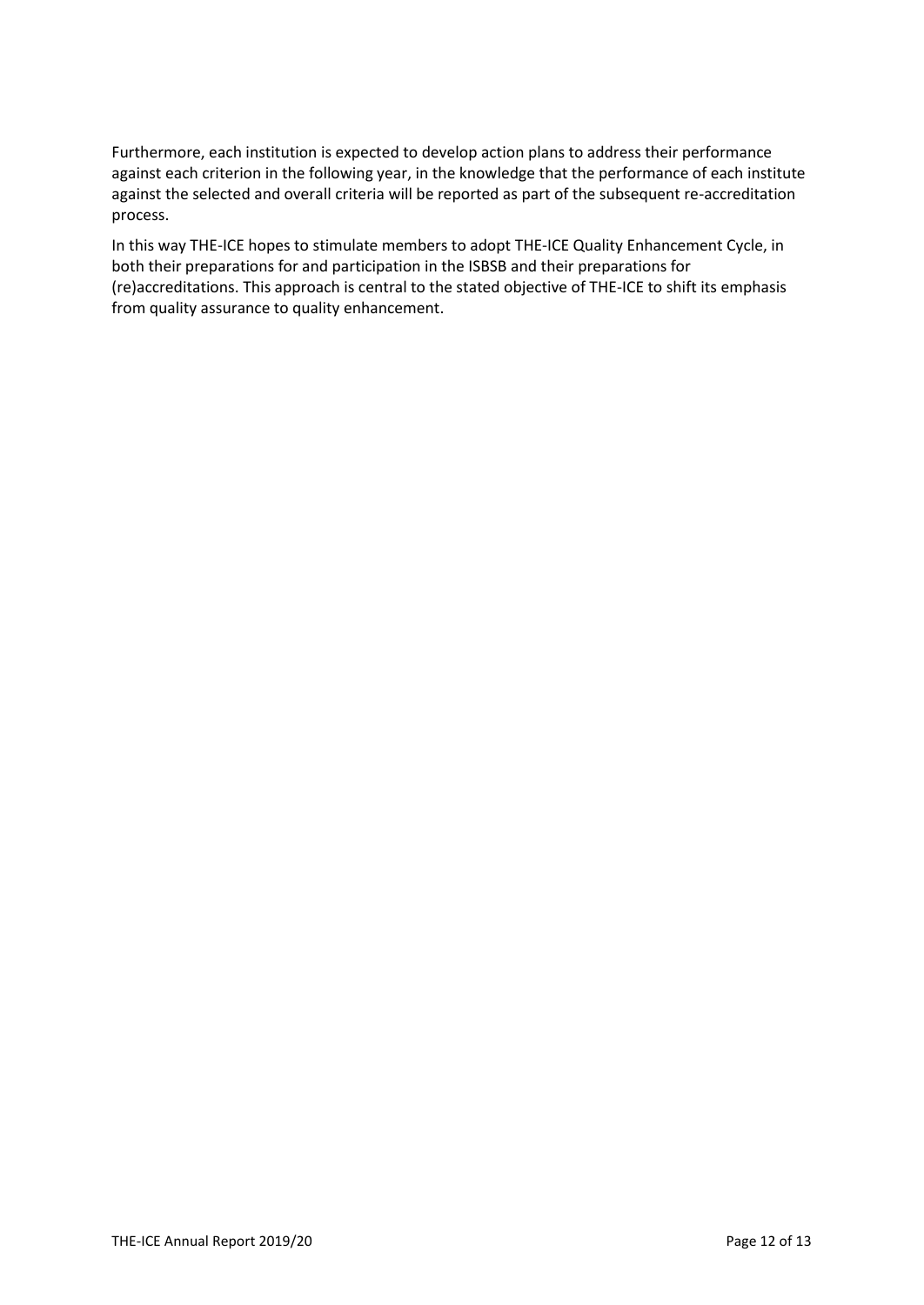Furthermore, each institution is expected to develop action plans to address their performance against each criterion in the following year, in the knowledge that the performance of each institute against the selected and overall criteria will be reported as part of the subsequent re-accreditation process.

In this way THE-ICE hopes to stimulate members to adopt THE-ICE Quality Enhancement Cycle, in both their preparations for and participation in the ISBSB and their preparations for (re)accreditations. This approach is central to the stated objective of THE-ICE to shift its emphasis from quality assurance to quality enhancement.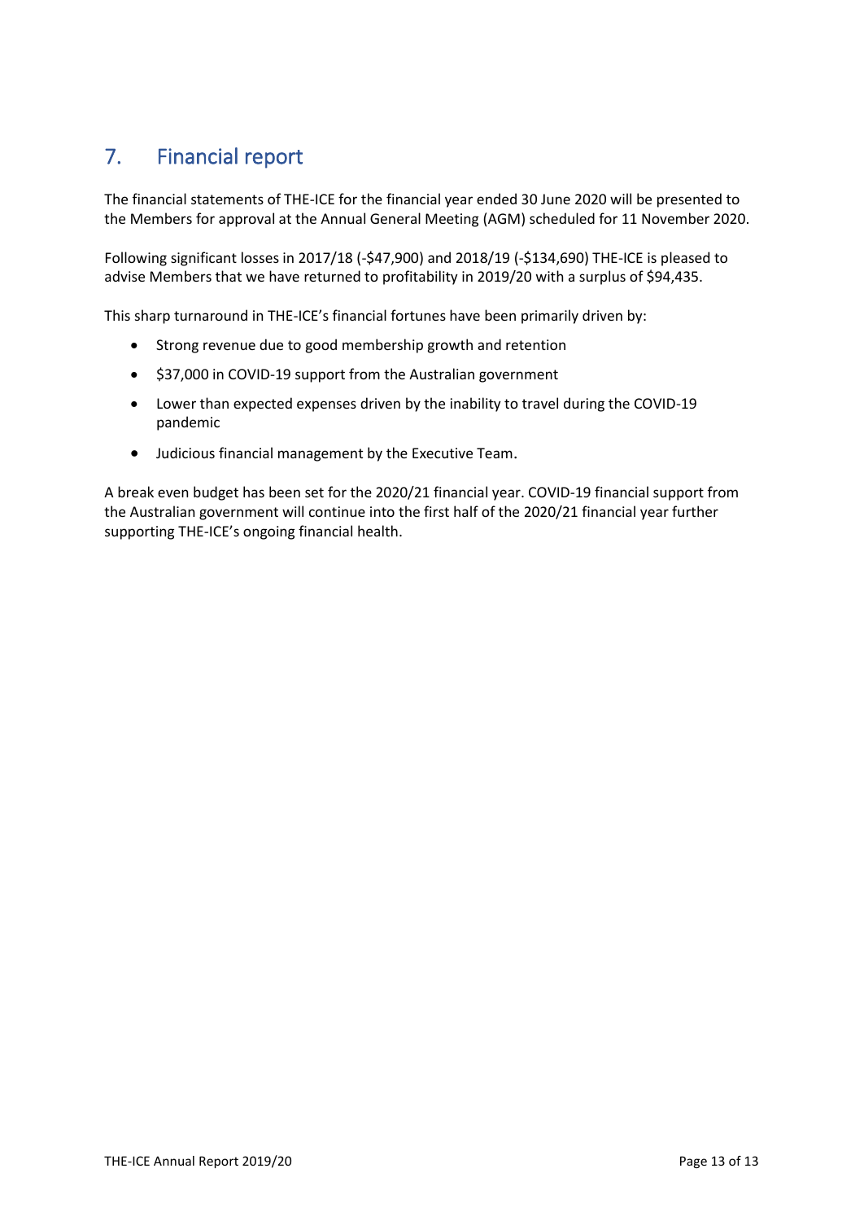## 7. Financial report

The financial statements of THE-ICE for the financial year ended 30 June 2020 will be presented to the Members for approval at the Annual General Meeting (AGM) scheduled for 11 November 2020.

Following significant losses in 2017/18 (-$47,900) and 2018/19 (-$134,690) THE-ICE is pleased to advise Members that we have returned to profitability in 2019/20 with a surplus of $94,435.

This sharp turnaround in THE-ICE's financial fortunes have been primarily driven by:

- Strong revenue due to good membership growth and retention
- $37,000 in COVID-19 support from the Australian government
- Lower than expected expenses driven by the inability to travel during the COVID-19 pandemic
- Judicious financial management by the Executive Team.

A break even budget has been set for the 2020/21 financial year. COVID-19 financial support from the Australian government will continue into the first half of the 2020/21 financial year further supporting THE-ICE's ongoing financial health.